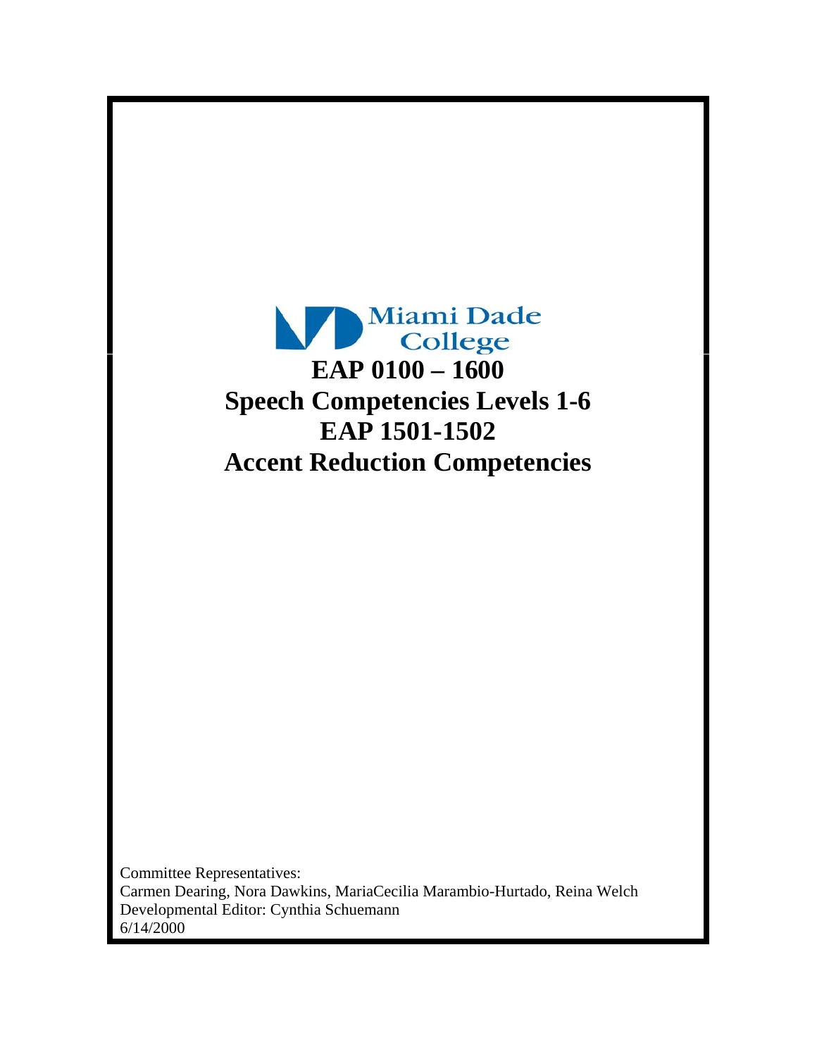Miami Dade College

# EAP 0100 – 1600
# Speech Competencies Levels 1-6
# EAP 1501-1502
# Accent Reduction Competencies

Committee Representatives:
Carmen Dearing, Nora Dawkins, MariaCecilia Marambio-Hurtado, Reina Welch
Developmental Editor: Cynthia Schuemann
6/14/2000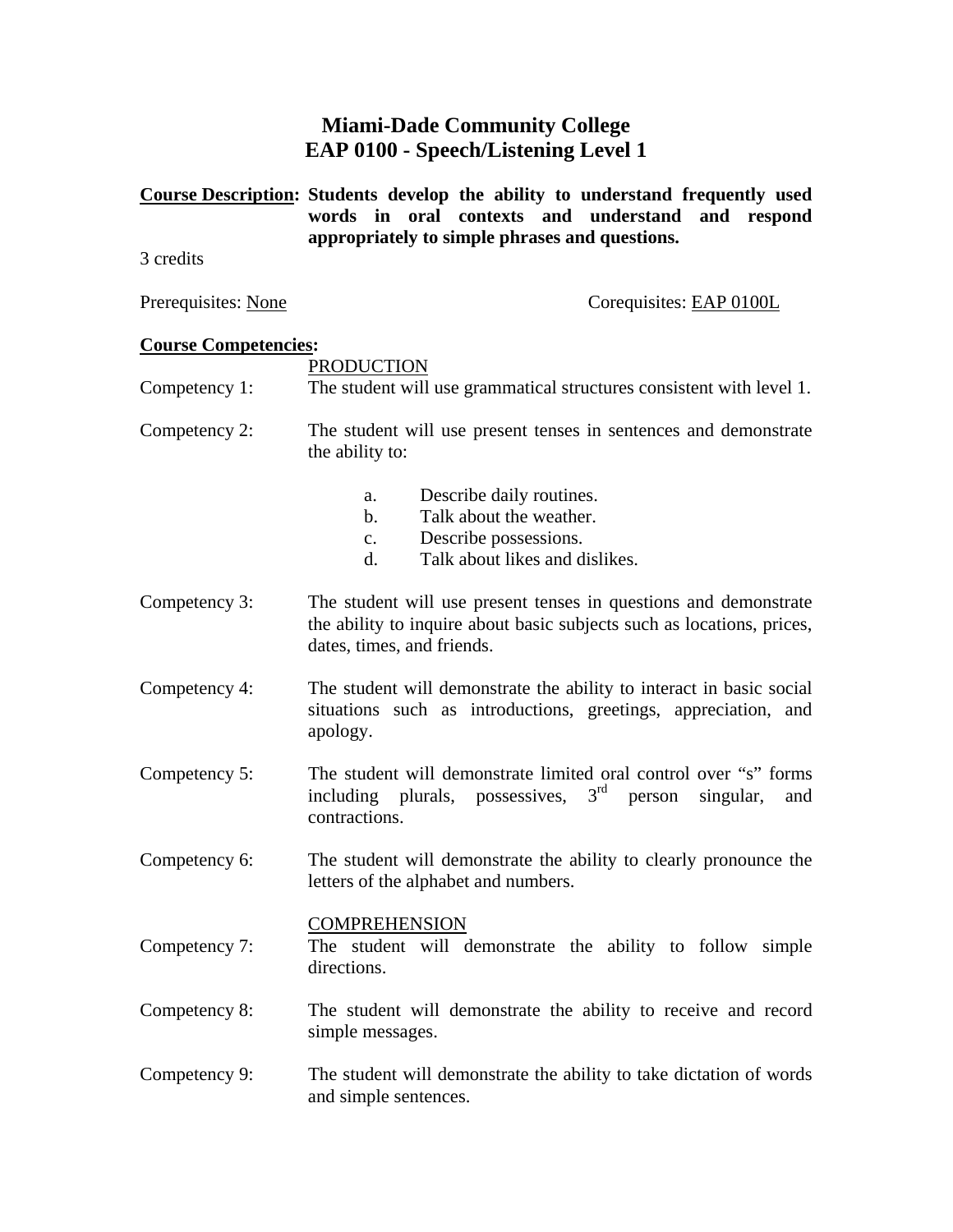# Miami-Dade Community College
## EAP 0100 - Speech/Listening Level 1

**Course Description:** **Students develop the ability to understand frequently used words in oral contexts and understand and respond appropriately to simple phrases and questions.**

3 credits

Prerequisites: None

Corequisites: EAP 0100L

**Course Competencies:**

PRODUCTION

Competency 1: The student will use grammatical structures consistent with level 1.

Competency 2: The student will use present tenses in sentences and demonstrate the ability to:

a. Describe daily routines.
b. Talk about the weather.
c. Describe possessions.
d. Talk about likes and dislikes.

Competency 3: The student will use present tenses in questions and demonstrate the ability to inquire about basic subjects such as locations, prices, dates, times, and friends.

Competency 4: The student will demonstrate the ability to interact in basic social situations such as introductions, greetings, appreciation, and apology.

Competency 5: The student will demonstrate limited oral control over "s" forms including plurals, possessives, 3rd person singular, and contractions.

Competency 6: The student will demonstrate the ability to clearly pronounce the letters of the alphabet and numbers.

COMPREHENSION

Competency 7: The student will demonstrate the ability to follow simple directions.

Competency 8: The student will demonstrate the ability to receive and record simple messages.

Competency 9: The student will demonstrate the ability to take dictation of words and simple sentences.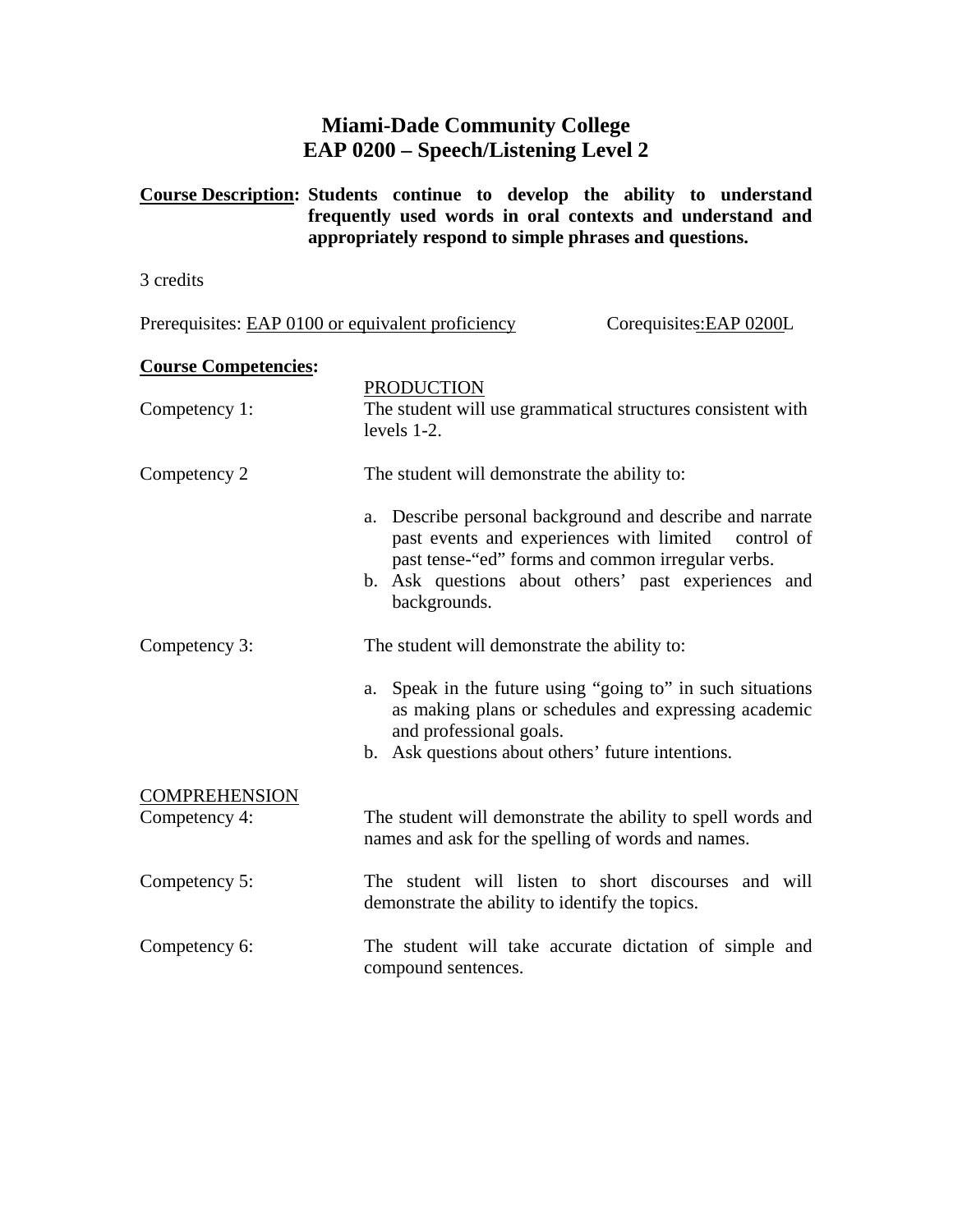# Miami-Dade Community College
## EAP 0200 – Speech/Listening Level 2

**Course Description: Students continue to develop the ability to understand frequently used words in oral contexts and understand and appropriately respond to simple phrases and questions.**

3 credits

Prerequisites: EAP 0100 or equivalent proficiency Corequisites:EAP 0200L

**Course Competencies:**

PRODUCTION

Competency 1: The student will use grammatical structures consistent with levels 1-2.

Competency 2 The student will demonstrate the ability to:

a. Describe personal background and describe and narrate past events and experiences with limited control of past tense-"ed" forms and common irregular verbs.
b. Ask questions about others' past experiences and backgrounds.

Competency 3: The student will demonstrate the ability to:

a. Speak in the future using "going to" in such situations as making plans or schedules and expressing academic and professional goals.
b. Ask questions about others' future intentions.

COMPREHENSION

Competency 4: The student will demonstrate the ability to spell words and names and ask for the spelling of words and names.

Competency 5: The student will listen to short discourses and will demonstrate the ability to identify the topics.

Competency 6: The student will take accurate dictation of simple and compound sentences.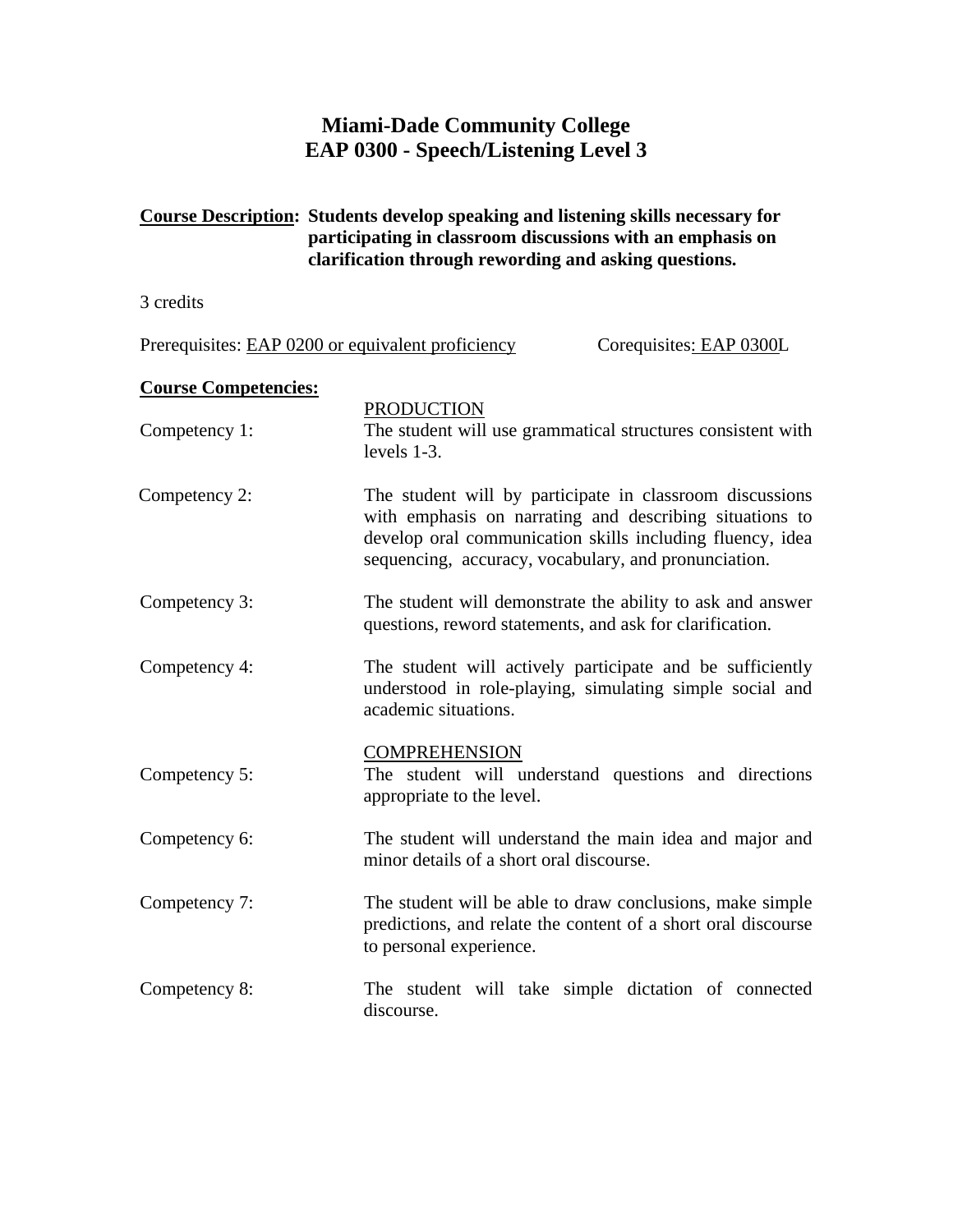# Miami-Dade Community College
# EAP 0300 - Speech/Listening Level 3

**Course Description: Students develop speaking and listening skills necessary for participating in classroom discussions with an emphasis on clarification through rewording and asking questions.**

3 credits

Prerequisites: EAP 0200 or equivalent proficiency  Corequisites: EAP 0300L

**Course Competencies:**

PRODUCTION

Competency 1: The student will use grammatical structures consistent with levels 1-3.

Competency 2: The student will by participate in classroom discussions with emphasis on narrating and describing situations to develop oral communication skills including fluency, idea sequencing, accuracy, vocabulary, and pronunciation.

Competency 3: The student will demonstrate the ability to ask and answer questions, reword statements, and ask for clarification.

Competency 4: The student will actively participate and be sufficiently understood in role-playing, simulating simple social and academic situations.

COMPREHENSION

Competency 5: The student will understand questions and directions appropriate to the level.

Competency 6: The student will understand the main idea and major and minor details of a short oral discourse.

Competency 7: The student will be able to draw conclusions, make simple predictions, and relate the content of a short oral discourse to personal experience.

Competency 8: The student will take simple dictation of connected discourse.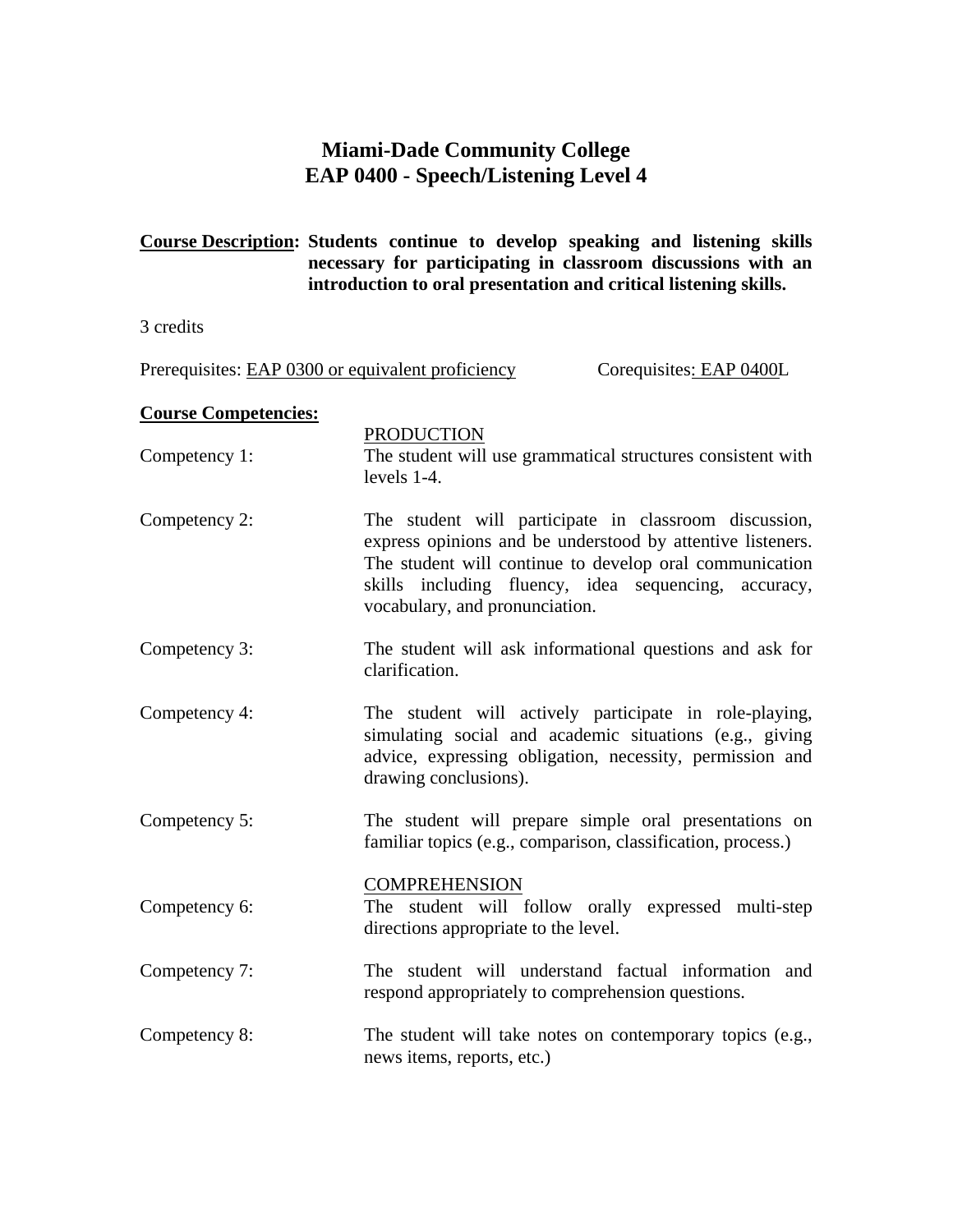# Miami-Dade Community College
# EAP 0400 - Speech/Listening Level 4

**Course Description: Students continue to develop speaking and listening skills necessary for participating in classroom discussions with an introduction to oral presentation and critical listening skills.**

3 credits

Prerequisites: EAP 0300 or equivalent proficiency     Corequisites: EAP 0400L

**Course Competencies:**

PRODUCTION

Competency 1: The student will use grammatical structures consistent with levels 1-4.

Competency 2: The student will participate in classroom discussion, express opinions and be understood by attentive listeners. The student will continue to develop oral communication skills including fluency, idea sequencing, accuracy, vocabulary, and pronunciation.

Competency 3: The student will ask informational questions and ask for clarification.

Competency 4: The student will actively participate in role-playing, simulating social and academic situations (e.g., giving advice, expressing obligation, necessity, permission and drawing conclusions).

Competency 5: The student will prepare simple oral presentations on familiar topics (e.g., comparison, classification, process.)

COMPREHENSION

Competency 6: The student will follow orally expressed multi-step directions appropriate to the level.

Competency 7: The student will understand factual information and respond appropriately to comprehension questions.

Competency 8: The student will take notes on contemporary topics (e.g., news items, reports, etc.)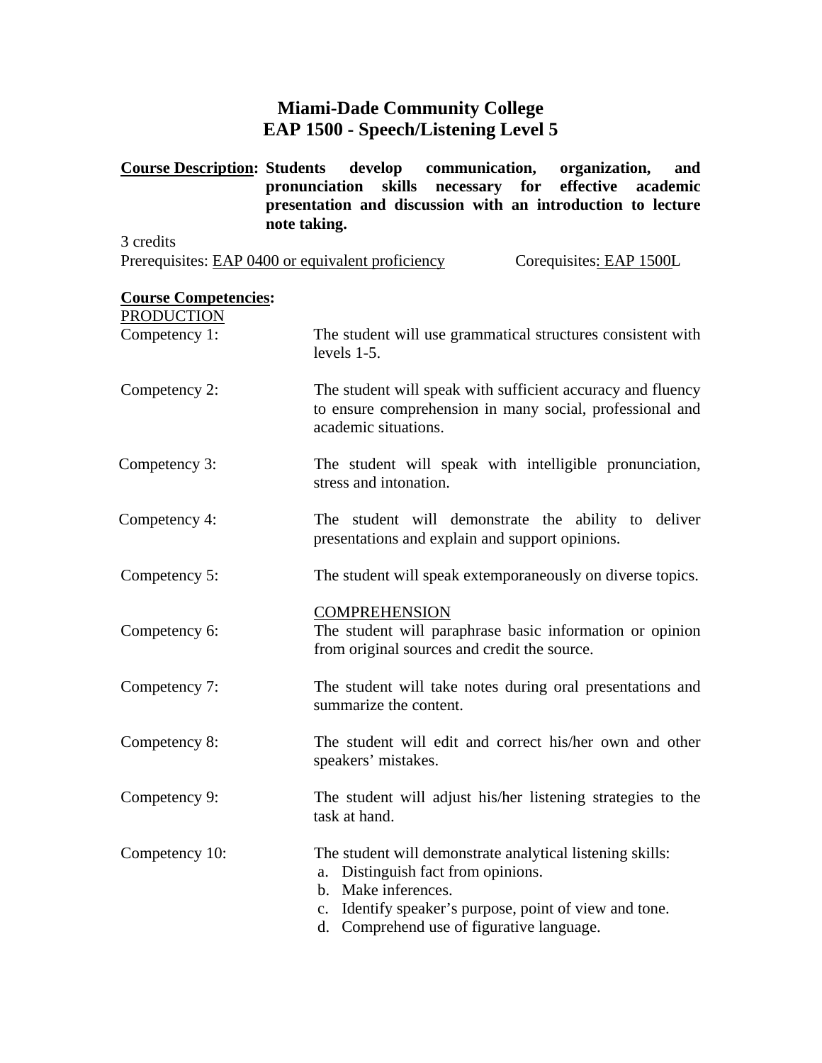# Miami-Dade Community College
## EAP 1500 - Speech/Listening Level 5

**Course Description:** **Students develop communication, organization, and pronunciation skills necessary for effective academic presentation and discussion with an introduction to lecture note taking.**

3 credits

Prerequisites: EAP 0400 or equivalent proficiency    Corequisites: EAP 1500L

**Course Competencies:**

PRODUCTION

Competency 1: The student will use grammatical structures consistent with levels 1-5.

Competency 2: The student will speak with sufficient accuracy and fluency to ensure comprehension in many social, professional and academic situations.

Competency 3: The student will speak with intelligible pronunciation, stress and intonation.

Competency 4: The student will demonstrate the ability to deliver presentations and explain and support opinions.

Competency 5: The student will speak extemporaneously on diverse topics.

COMPREHENSION

Competency 6: The student will paraphrase basic information or opinion from original sources and credit the source.

Competency 7: The student will take notes during oral presentations and summarize the content.

Competency 8: The student will edit and correct his/her own and other speakers' mistakes.

Competency 9: The student will adjust his/her listening strategies to the task at hand.

Competency 10: The student will demonstrate analytical listening skills:

a. Distinguish fact from opinions.
b. Make inferences.
c. Identify speaker's purpose, point of view and tone.
d. Comprehend use of figurative language.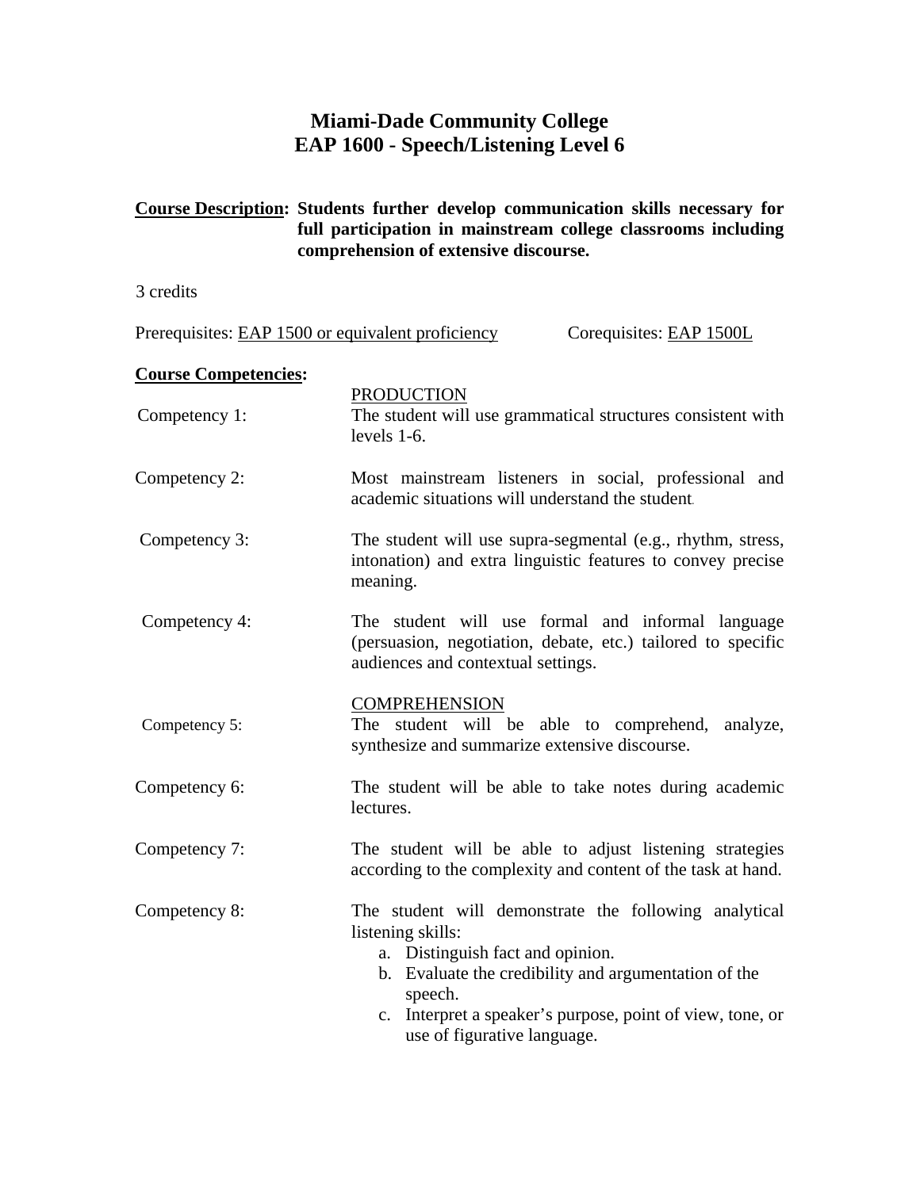# Miami-Dade Community College
## EAP 1600 - Speech/Listening Level 6

**Course Description:** **Students further develop communication skills necessary for full participation in mainstream college classrooms including comprehension of extensive discourse.**

3 credits

Prerequisites: EAP 1500 or equivalent proficiency    Corequisites: EAP 1500L

**Course Competencies:**

PRODUCTION

Competency 1: The student will use grammatical structures consistent with levels 1-6.

Competency 2: Most mainstream listeners in social, professional and academic situations will understand the student.

Competency 3: The student will use supra-segmental (e.g., rhythm, stress, intonation) and extra linguistic features to convey precise meaning.

Competency 4: The student will use formal and informal language (persuasion, negotiation, debate, etc.) tailored to specific audiences and contextual settings.

COMPREHENSION

Competency 5: The student will be able to comprehend, analyze, synthesize and summarize extensive discourse.

Competency 6: The student will be able to take notes during academic lectures.

Competency 7: The student will be able to adjust listening strategies according to the complexity and content of the task at hand.

Competency 8: The student will demonstrate the following analytical listening skills:

a. Distinguish fact and opinion.
b. Evaluate the credibility and argumentation of the speech.
c. Interpret a speaker's purpose, point of view, tone, or use of figurative language.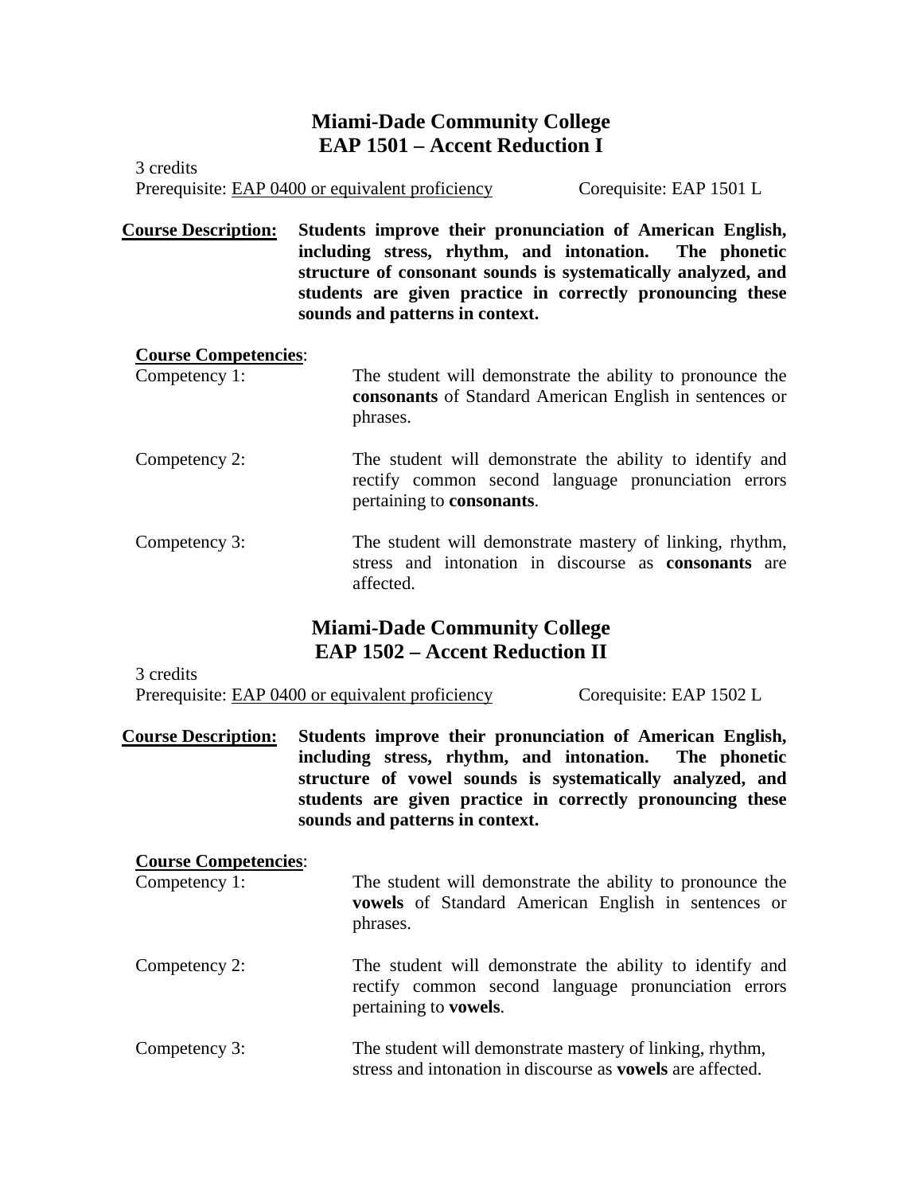## Miami-Dade Community College
## EAP 1501 – Accent Reduction I

3 credits

Prerequisite: EAP 0400 or equivalent proficiency Corequisite: EAP 1501 L

**Course Description:** **Students improve their pronunciation of American English, including stress, rhythm, and intonation. The phonetic structure of consonant sounds is systematically analyzed, and students are given practice in correctly pronouncing these sounds and patterns in context.**

**Course Competencies**:

Competency 1: The student will demonstrate the ability to pronounce the **consonants** of Standard American English in sentences or phrases.

Competency 2: The student will demonstrate the ability to identify and rectify common second language pronunciation errors pertaining to **consonants**.

Competency 3: The student will demonstrate mastery of linking, rhythm, stress and intonation in discourse as **consonants** are affected.

## Miami-Dade Community College
## EAP 1502 – Accent Reduction II

3 credits

Prerequisite: EAP 0400 or equivalent proficiency Corequisite: EAP 1502 L

**Course Description:** **Students improve their pronunciation of American English, including stress, rhythm, and intonation. The phonetic structure of vowel sounds is systematically analyzed, and students are given practice in correctly pronouncing these sounds and patterns in context.**

**Course Competencies**:

Competency 1: The student will demonstrate the ability to pronounce the **vowels** of Standard American English in sentences or phrases.

Competency 2: The student will demonstrate the ability to identify and rectify common second language pronunciation errors pertaining to **vowels**.

Competency 3: The student will demonstrate mastery of linking, rhythm, stress and intonation in discourse as **vowels** are affected.